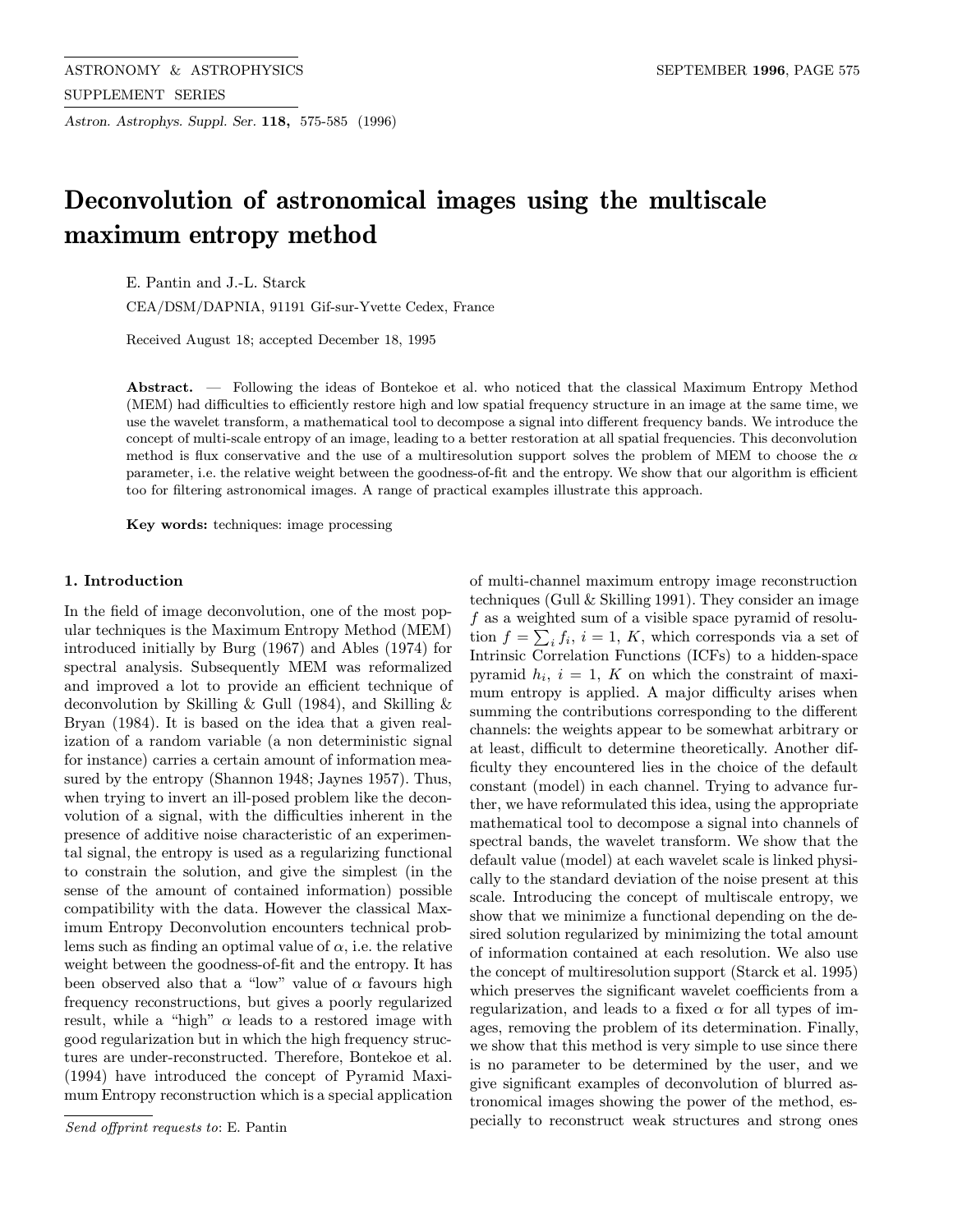# Deconvolution of astronomical images using the multiscale maximum entropy method

E. Pantin and J.-L. Starck

CEA/DSM/DAPNIA, 91191 Gif-sur-Yvette Cedex, France

Received August 18; accepted December 18, 1995

**Abstract.** — Following the ideas of Bontekoe et al. who noticed that the classical Maximum Entropy Method (MEM) had difficulties to efficiently restore high and low spatial frequency structure in an image at the same time, we use the wavelet transform, a mathematical tool to decompose a signal into different frequency bands. We introduce the concept of multi-scale entropy of an image, leading to a better restoration at all spatial frequencies. This deconvolution method is flux conservative and the use of a multiresolution support solves the problem of MEM to choose the $\alpha$ parameter, i.e. the relative weight between the goodness-of-fit and the entropy. We show that our algorithm is efficient too for filtering astronomical images. A range of practical examples illustrate this approach.

**Key words:** techniques: image processing

## 1. Introduction

In the field of image deconvolution, one of the most popular techniques is the Maximum Entropy Method (MEM) introduced initially by Burg (1967) and Ables (1974) for spectral analysis. Subsequently MEM was reformalized and improved a lot to provide an efficient technique of deconvolution by Skilling & Gull (1984), and Skilling & Bryan (1984). It is based on the idea that a given realization of a random variable (a non deterministic signal for instance) carries a certain amount of information measured by the entropy (Shannon 1948; Jaynes 1957). Thus, when trying to invert an ill-posed problem like the deconvolution of a signal, with the difficulties inherent in the presence of additive noise characteristic of an experimental signal, the entropy is used as a regularizing functional to constrain the solution, and give the simplest (in the sense of the amount of contained information) possible compatibility with the data. However the classical Maximum Entropy Deconvolution encounters technical problems such as finding an optimal value of $\alpha$, i.e. the relative weight between the goodness-of-fit and the entropy. It has been observed also that a "low" value of $\alpha$ favours high frequency reconstructions, but gives a poorly regularized result, while a "high" $\alpha$ leads to a restored image with good regularization but in which the high frequency structures are under-reconstructed. Therefore, Bontekoe et al. (1994) have introduced the concept of Pyramid Maximum Entropy reconstruction which is a special application of multi-channel maximum entropy image reconstruction techniques (Gull & Skilling 1991). They consider an image $f$ as a weighted sum of a visible space pyramid of resolution $f = \sum_i f_i$, $i = 1, K$, which corresponds via a set of Intrinsic Correlation Functions (ICFs) to a hidden-space pyramid $h_i$, $i = 1, K$ on which the constraint of maximum entropy is applied. A major difficulty arises when summing the contributions corresponding to the different channels: the weights appear to be somewhat arbitrary or at least, difficult to determine theoretically. Another difficulty they encountered lies in the choice of the default constant (model) in each channel. Trying to advance further, we have reformulated this idea, using the appropriate mathematical tool to decompose a signal into channels of spectral bands, the wavelet transform. We show that the default value (model) at each wavelet scale is linked physically to the standard deviation of the noise present at this scale. Introducing the concept of multiscale entropy, we show that we minimize a functional depending on the desired solution regularized by minimizing the total amount of information contained at each resolution. We also use the concept of multiresolution support (Starck et al. 1995) which preserves the significant wavelet coefficients from a regularization, and leads to a fixed $\alpha$ for all types of images, removing the problem of its determination. Finally, we show that this method is very simple to use since there is no parameter to be determined by the user, and we give significant examples of deconvolution of blurred astronomical images showing the power of the method, especially to reconstruct weak structures and strong ones

*Send offprint requests to*: E. Pantin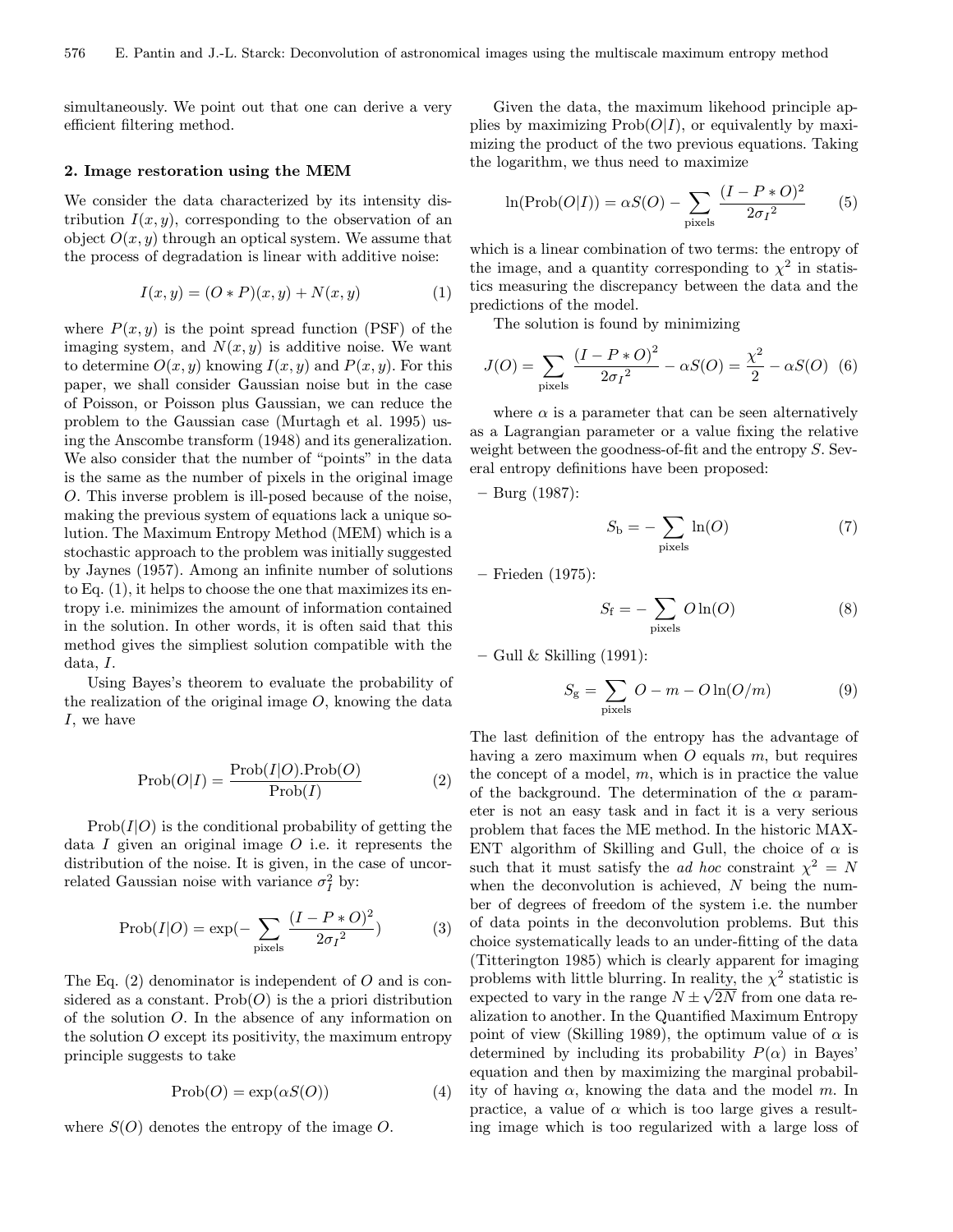simultaneously. We point out that one can derive a very efficient filtering method.

## 2. Image restoration using the MEM

We consider the data characterized by its intensity distribution $I(x,y)$, corresponding to the observation of an object $O(x,y)$ through an optical system. We assume that the process of degradation is linear with additive noise:

$$I(x,y) = (O * P)(x,y) + N(x,y) \tag{1}$$

where $P(x,y)$ is the point spread function (PSF) of the imaging system, and $N(x,y)$ is additive noise. We want to determine $O(x,y)$ knowing $I(x,y)$ and $P(x,y)$. For this paper, we shall consider Gaussian noise but in the case of Poisson, or Poisson plus Gaussian, we can reduce the problem to the Gaussian case (Murtagh et al. 1995) using the Anscombe transform (1948) and its generalization. We also consider that the number of "points" in the data is the same as the number of pixels in the original image $O$. This inverse problem is ill-posed because of the noise, making the previous system of equations lack a unique solution. The Maximum Entropy Method (MEM) which is a stochastic approach to the problem was initially suggested by Jaynes (1957). Among an infinite number of solutions to Eq. (1), it helps to choose the one that maximizes its entropy i.e. minimizes the amount of information contained in the solution. In other words, it is often said that this method gives the simpliest solution compatible with the data, $I$.

Using Bayes's theorem to evaluate the probability of the realization of the original image $O$, knowing the data $I$, we have

$$\mathrm{Prob}(O|I) = \frac{\mathrm{Prob}(I|O).\mathrm{Prob}(O)}{\mathrm{Prob}(I)} \tag{2}$$

$\mathrm{Prob}(I|O)$ is the conditional probability of getting the data $I$ given an original image $O$ i.e. it represents the distribution of the noise. It is given, in the case of uncorrelated Gaussian noise with variance $\sigma_I^2$ by:

$$\mathrm{Prob}(I|O) = \exp(-\sum_{\text{pixels}} \frac{(I - P * O)^2}{2{\sigma_I}^2}) \tag{3}$$

The Eq. (2) denominator is independent of $O$ and is considered as a constant. $\mathrm{Prob}(O)$ is the a priori distribution of the solution $O$. In the absence of any information on the solution $O$ except its positivity, the maximum entropy principle suggests to take

$$\mathrm{Prob}(O) = \exp(\alpha S(O)) \tag{4}$$

where $S(O)$ denotes the entropy of the image $O$.

Given the data, the maximum likehood principle applies by maximizing $\mathrm{Prob}(O|I)$, or equivalently by maximizing the product of the two previous equations. Taking the logarithm, we thus need to maximize

$$\ln(\mathrm{Prob}(O|I)) = \alpha S(O) - \sum_{\text{pixels}} \frac{(I - P * O)^2}{2{\sigma_I}^2} \tag{5}$$

which is a linear combination of two terms: the entropy of the image, and a quantity corresponding to $\chi^2$ in statistics measuring the discrepancy between the data and the predictions of the model.

The solution is found by minimizing

$$J(O) = \sum_{\text{pixels}} \frac{(I - P * O)^2}{2{\sigma_I}^2} - \alpha S(O) = \frac{\chi^2}{2} - \alpha S(O) \tag{6}$$

where $\alpha$ is a parameter that can be seen alternatively as a Lagrangian parameter or a value fixing the relative weight between the goodness-of-fit and the entropy $S$. Several entropy definitions have been proposed:

– Burg (1987):

$$S_{\mathrm{b}} = -\sum_{\text{pixels}} \ln(O) \tag{7}$$

– Frieden (1975):

$$S_{\mathrm{f}} = -\sum_{\text{pixels}} O \ln(O) \tag{8}$$

– Gull & Skilling (1991):

$$S_{\mathrm{g}} = \sum_{\text{pixels}} O - m - O \ln(O/m) \tag{9}$$

The last definition of the entropy has the advantage of having a zero maximum when $O$ equals $m$, but requires the concept of a model, $m$, which is in practice the value of the background. The determination of the $\alpha$ parameter is not an easy task and in fact it is a very serious problem that faces the ME method. In the historic MAXENT algorithm of Skilling and Gull, the choice of $\alpha$ is such that it must satisfy the *ad hoc* constraint $\chi^2 = N$ when the deconvolution is achieved, $N$ being the number of degrees of freedom of the system i.e. the number of data points in the deconvolution problems. But this choice systematically leads to an under-fitting of the data (Titterington 1985) which is clearly apparent for imaging problems with little blurring. In reality, the $\chi^2$ statistic is expected to vary in the range $N \pm \sqrt{2N}$ from one data realization to another. In the Quantified Maximum Entropy point of view (Skilling 1989), the optimum value of $\alpha$ is determined by including its probability $P(\alpha)$ in Bayes' equation and then by maximizing the marginal probability of having $\alpha$, knowing the data and the model $m$. In practice, a value of $\alpha$ which is too large gives a resulting image which is too regularized with a large loss of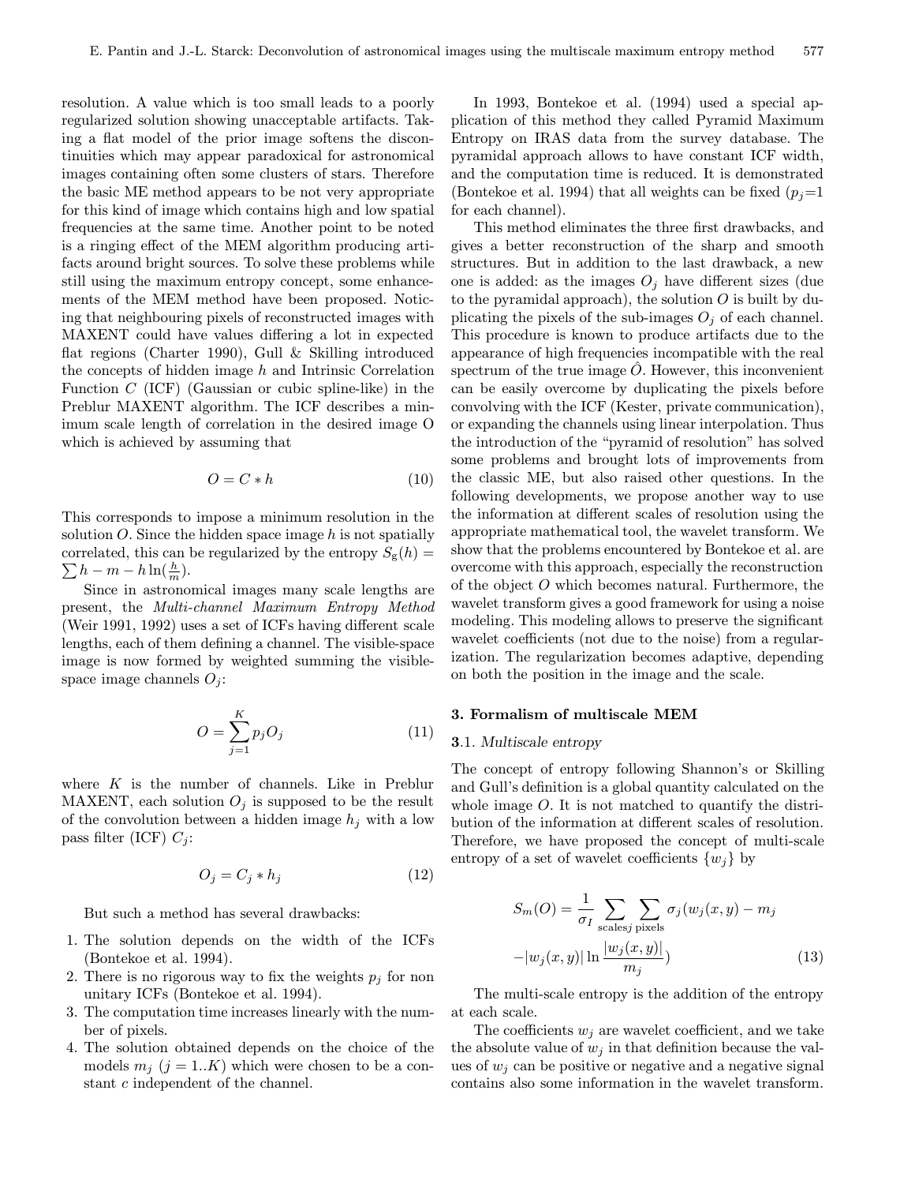resolution. A value which is too small leads to a poorly regularized solution showing unacceptable artifacts. Taking a flat model of the prior image softens the discontinuities which may appear paradoxical for astronomical images containing often some clusters of stars. Therefore the basic ME method appears to be not very appropriate for this kind of image which contains high and low spatial frequencies at the same time. Another point to be noted is a ringing effect of the MEM algorithm producing artifacts around bright sources. To solve these problems while still using the maximum entropy concept, some enhancements of the MEM method have been proposed. Noticing that neighbouring pixels of reconstructed images with MAXENT could have values differing a lot in expected flat regions (Charter 1990), Gull & Skilling introduced the concepts of hidden image $h$ and Intrinsic Correlation Function $C$ (ICF) (Gaussian or cubic spline-like) in the Preblur MAXENT algorithm. The ICF describes a minimum scale length of correlation in the desired image O which is achieved by assuming that

$$O = C * h \tag{10}$$

This corresponds to impose a minimum resolution in the solution $O$. Since the hidden space image $h$ is not spatially correlated, this can be regularized by the entropy $S_g(h) = \sum h - m - h \ln(\frac{h}{m})$.

Since in astronomical images many scale lengths are present, the *Multi-channel Maximum Entropy Method* (Weir 1991, 1992) uses a set of ICFs having different scale lengths, each of them defining a channel. The visible-space image is now formed by weighted summing the visible-space image channels $O_j$:

$$O = \sum_{j=1}^{K} p_j O_j \tag{11}$$

where $K$ is the number of channels. Like in Preblur MAXENT, each solution $O_j$ is supposed to be the result of the convolution between a hidden image $h_j$ with a low pass filter (ICF) $C_j$:

$$O_j = C_j * h_j \tag{12}$$

But such a method has several drawbacks:

1. The solution depends on the width of the ICFs (Bontekoe et al. 1994).
2. There is no rigorous way to fix the weights $p_j$ for non unitary ICFs (Bontekoe et al. 1994).
3. The computation time increases linearly with the number of pixels.
4. The solution obtained depends on the choice of the models $m_j$ ($j = 1..K$) which were chosen to be a constant $c$ independent of the channel.

In 1993, Bontekoe et al. (1994) used a special application of this method they called Pyramid Maximum Entropy on IRAS data from the survey database. The pyramidal approach allows to have constant ICF width, and the computation time is reduced. It is demonstrated (Bontekoe et al. 1994) that all weights can be fixed ($p_j$=1 for each channel).

This method eliminates the three first drawbacks, and gives a better reconstruction of the sharp and smooth structures. But in addition to the last drawback, a new one is added: as the images $O_j$ have different sizes (due to the pyramidal approach), the solution $O$ is built by duplicating the pixels of the sub-images $O_j$ of each channel. This procedure is known to produce artifacts due to the appearance of high frequencies incompatible with the real spectrum of the true image $\hat{O}$. However, this inconvenient can be easily overcome by duplicating the pixels before convolving with the ICF (Kester, private communication), or expanding the channels using linear interpolation. Thus the introduction of the "pyramid of resolution" has solved some problems and brought lots of improvements from the classic ME, but also raised other questions. In the following developments, we propose another way to use the information at different scales of resolution using the appropriate mathematical tool, the wavelet transform. We show that the problems encountered by Bontekoe et al. are overcome with this approach, especially the reconstruction of the object $O$ which becomes natural. Furthermore, the wavelet transform gives a good framework for using a noise modeling. This modeling allows to preserve the significant wavelet coefficients (not due to the noise) from a regularization. The regularization becomes adaptive, depending on both the position in the image and the scale.

## 3. Formalism of multiscale MEM

### 3.1. *Multiscale entropy*

The concept of entropy following Shannon's or Skilling and Gull's definition is a global quantity calculated on the whole image $O$. It is not matched to quantify the distribution of the information at different scales of resolution. Therefore, we have proposed the concept of multi-scale entropy of a set of wavelet coefficients $\{w_j\}$ by

$$S_m(O) = \frac{1}{\sigma_I} \sum_{\text{scales}j} \sum_{\text{pixels}} \sigma_j (w_j(x,y) - m_j - |w_j(x,y)| \ln \frac{|w_j(x,y)|}{m_j}) \tag{13}$$

The multi-scale entropy is the addition of the entropy at each scale.

The coefficients $w_j$ are wavelet coefficient, and we take the absolute value of $w_j$ in that definition because the values of $w_j$ can be positive or negative and a negative signal contains also some information in the wavelet transform.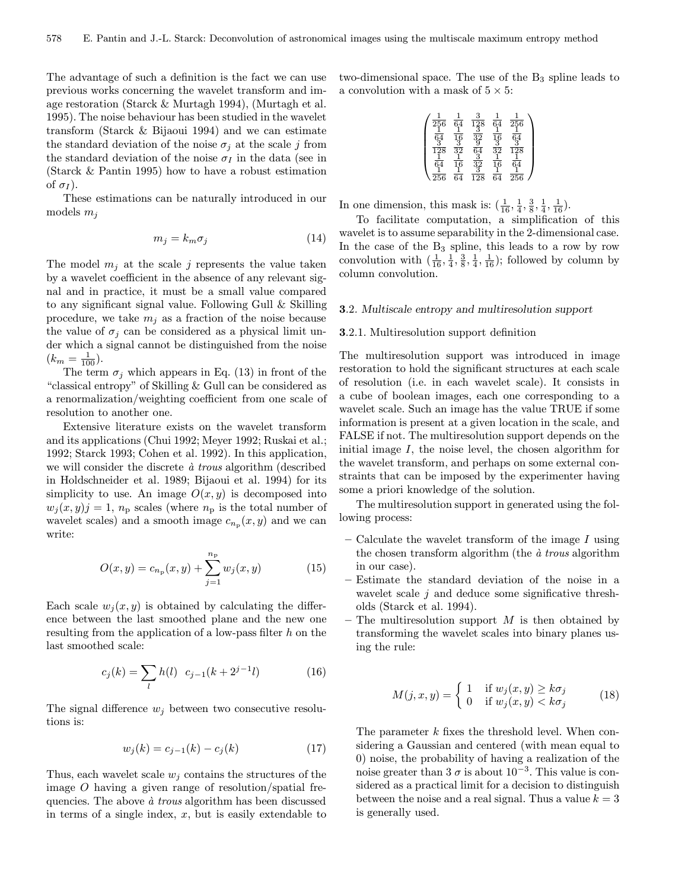The advantage of such a definition is the fact we can use previous works concerning the wavelet transform and image restoration (Starck & Murtagh 1994), (Murtagh et al. 1995). The noise behaviour has been studied in the wavelet transform (Starck & Bijaoui 1994) and we can estimate the standard deviation of the noise $\sigma_j$ at the scale $j$ from the standard deviation of the noise $\sigma_I$ in the data (see in (Starck & Pantin 1995) how to have a robust estimation of $\sigma_I$).

These estimations can be naturally introduced in our models $m_j$

$$m_j = k_m \sigma_j \tag{14}$$

The model $m_j$ at the scale $j$ represents the value taken by a wavelet coefficient in the absence of any relevant signal and in practice, it must be a small value compared to any significant signal value. Following Gull & Skilling procedure, we take $m_j$ as a fraction of the noise because the value of $\sigma_j$ can be considered as a physical limit under which a signal cannot be distinguished from the noise ($k_m = \frac{1}{100}$).

The term $\sigma_j$ which appears in Eq. (13) in front of the "classical entropy" of Skilling & Gull can be considered as a renormalization/weighting coefficient from one scale of resolution to another one.

Extensive literature exists on the wavelet transform and its applications (Chui 1992; Meyer 1992; Ruskai et al.; 1992; Starck 1993; Cohen et al. 1992). In this application, we will consider the discrete *à trous* algorithm (described in Holdschneider et al. 1989; Bijaoui et al. 1994) for its simplicity to use. An image $O(x, y)$ is decomposed into $w_j(x, y) j = 1,\ n_\mathrm{p}$ scales (where $n_\mathrm{p}$ is the total number of wavelet scales) and a smooth image $c_{n_\mathrm{p}}(x, y)$ and we can write:

$$O(x, y) = c_{n_\mathrm{p}}(x, y) + \sum_{j=1}^{n_\mathrm{p}} w_j(x, y) \tag{15}$$

Each scale $w_j(x, y)$ is obtained by calculating the difference between the last smoothed plane and the new one resulting from the application of a low-pass filter $h$ on the last smoothed scale:

$$c_j(k) = \sum_l h(l) \quad c_{j-1}(k + 2^{j-1} l) \tag{16}$$

The signal difference $w_j$ between two consecutive resolutions is:

$$w_j(k) = c_{j-1}(k) - c_j(k) \tag{17}$$

Thus, each wavelet scale $w_j$ contains the structures of the image $O$ having a given range of resolution/spatial frequencies. The above *à trous* algorithm has been discussed in terms of a single index, $x$, but is easily extendable to two-dimensional space. The use of the $\mathrm{B}_3$ spline leads to a convolution with a mask of $5 \times 5$:

$$\begin{pmatrix} \frac{1}{256} & \frac{1}{64} & \frac{3}{128} & \frac{1}{64} & \frac{1}{256} \\ \frac{1}{64} & \frac{1}{16} & \frac{3}{32} & \frac{1}{16} & \frac{1}{64} \\ \frac{3}{128} & \frac{3}{32} & \frac{9}{64} & \frac{3}{32} & \frac{3}{128} \\ \frac{1}{64} & \frac{1}{16} & \frac{3}{32} & \frac{1}{16} & \frac{1}{64} \\ \frac{1}{256} & \frac{1}{64} & \frac{3}{128} & \frac{1}{64} & \frac{1}{256} \end{pmatrix}$$

In one dimension, this mask is: $(\frac{1}{16}, \frac{1}{4}, \frac{3}{8}, \frac{1}{4}, \frac{1}{16})$.

To facilitate computation, a simplification of this wavelet is to assume separability in the 2-dimensional case. In the case of the $\mathrm{B}_3$ spline, this leads to a row by row convolution with $(\frac{1}{16}, \frac{1}{4}, \frac{3}{8}, \frac{1}{4}, \frac{1}{16})$; followed by column by column convolution.

## 3.2. *Multiscale entropy and multiresolution support*

### 3.2.1. Multiresolution support definition

The multiresolution support was introduced in image restoration to hold the significant structures at each scale of resolution (i.e. in each wavelet scale). It consists in a cube of boolean images, each one corresponding to a wavelet scale. Such an image has the value TRUE if some information is present at a given location in the scale, and FALSE if not. The multiresolution support depends on the initial image $I$, the noise level, the chosen algorithm for the wavelet transform, and perhaps on some external constraints that can be imposed by the experimenter having some a priori knowledge of the solution.

The multiresolution support in generated using the following process:

- Calculate the wavelet transform of the image $I$ using the chosen transform algorithm (the *à trous* algorithm in our case).
- Estimate the standard deviation of the noise in a wavelet scale $j$ and deduce some significative thresholds (Starck et al. 1994).
- The multiresolution support $M$ is then obtained by transforming the wavelet scales into binary planes using the rule:

$$M(j, x, y) = \begin{cases} 1 & \text{if } w_j(x, y) \geq k\sigma_j \\ 0 & \text{if } w_j(x, y) < k\sigma_j \end{cases} \tag{18}$$

The parameter $k$ fixes the threshold level. When considering a Gaussian and centered (with mean equal to 0) noise, the probability of having a realization of the noise greater than 3 $\sigma$ is about $10^{-3}$. This value is considered as a practical limit for a decision to distinguish between the noise and a real signal. Thus a value $k = 3$ is generally used.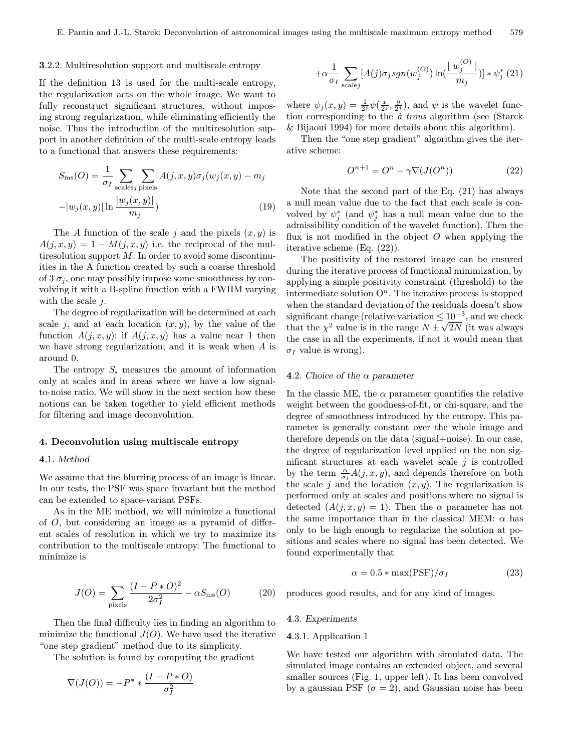**3**.2.2. Multiresolution support and multiscale entropy

If the definition 13 is used for the multi-scale entropy, the regularization acts on the whole image. We want to fully reconstruct significant structures, without imposing strong regularization, while eliminating efficiently the noise. Thus the introduction of the multiresolution support in another definition of the multi-scale entropy leads to a functional that answers these requirements:

$$S_{\rm ms}(O) = \frac{1}{\sigma_I} \sum_{\text{scales}j} \sum_{\text{pixels}} A(j,x,y)\sigma_j(w_j(x,y) - m_j - |w_j(x,y)| \ln \frac{|w_j(x,y)|}{m_j}) \quad (19)$$

The $A$ function of the scale $j$ and the pixels $(x,y)$ is $A(j,x,y) = 1 - M(j,x,y)$ i.e. the reciprocal of the multiresolution support $M$. In order to avoid some discontinuities in the A function created by such a coarse threshold of 3 $\sigma_j$, one may possibly impose some smoothness by convolving it with a B-spline function with a FWHM varying with the scale $j$.

The degree of regularization will be determined at each scale $j$, and at each location $(x,y)$, by the value of the function $A(j,x,y)$: if $A(j,x,y)$ has a value near 1 then we have strong regularization; and it is weak when $A$ is around 0.

The entropy $S_{\rm s}$ measures the amount of information only at scales and in areas where we have a low signal-to-noise ratio. We will show in the next section how these notions can be taken together to yield efficient methods for filtering and image deconvolution.

## 4. Deconvolution using multiscale entropy

### **4**.1. *Method*

We assume that the blurring process of an image is linear. In our tests, the PSF was space invariant but the method can be extended to space-variant PSFs.

As in the ME method, we will minimize a functional of $O$, but considering an image as a pyramid of different scales of resolution in which we try to maximize its contribution to the multiscale entropy. The functional to minimize is

$$J(O) = \sum_{\text{pixels}} \frac{(I - P*O)^2}{2\sigma_I^2} - \alpha S_{\rm ms}(O) \quad (20)$$

Then the final difficulty lies in finding an algorithm to minimize the functional $J(O)$. We have used the iterative "one step gradient" method due to its simplicity.

The solution is found by computing the gradient

$$\nabla(J(O)) = -P^* * \frac{(I - P*O)}{\sigma_I^2} + \alpha \frac{1}{\sigma_I} \sum_{\text{scale}j} [A(j)\sigma_j sgn(w_j^{(O)}) \ln(\frac{|w_j^{(O)}|}{m_j})] * \psi_j^* \quad (21)$$

where $\psi_j(x,y) = \frac{1}{2^j}\psi(\frac{x}{2^j}, \frac{y}{2^j})$, and $\psi$ is the wavelet function corresponding to the *à trous* algorithm (see (Starck & Bijaoui 1994) for more details about this algorithm).

Then the "one step gradient" algorithm gives the iterative scheme:

$$O^{n+1} = O^n - \gamma \nabla(J(O^n)) \quad (22)$$

Note that the second part of the Eq. (21) has always a null mean value due to the fact that each scale is convolved by $\psi_j^*$ (and $\psi_j^*$ has a null mean value due to the admissibility condition of the wavelet function). Then the flux is not modified in the object $O$ when applying the iterative scheme (Eq. (22)).

The positivity of the restored image can be ensured during the iterative process of functional minimization, by applying a simple positivity constraint (threshold) to the intermediate solution $O^n$. The iterative process is stopped when the standard deviation of the residuals doesn't show significant change (relative variation $\leq 10^{-3}$, and we check that the $\chi^2$ value is in the range $N \pm \sqrt{2N}$ (it was always the case in all the experiments, if not it would mean that $\sigma_I$ value is wrong).

### **4**.2. *Choice of the $\alpha$ parameter*

In the classic ME, the $\alpha$ parameter quantifies the relative weight between the goodness-of-fit, or chi-square, and the degree of smoothness introduced by the entropy. This parameter is generally constant over the whole image and therefore depends on the data (signal+noise). In our case, the degree of regularization level applied on the non significant structures at each wavelet scale $j$ is controlled by the term $\frac{\alpha}{\sigma_I}A(j,x,y)$, and depends therefore on both the scale $j$ and the location $(x,y)$. The regularization is performed only at scales and positions where no signal is detected ($A(j,x,y) = 1$). Then the $\alpha$ parameter has not the same importance than in the classical MEM: $\alpha$ has only to be high enough to regularize the solution at positions and scales where no signal has been detected. We found experimentally that

$$\alpha = 0.5 * \max(\text{PSF})/\sigma_I \quad (23)$$

produces good results, and for any kind of images.

### **4**.3. *Experiments*

**4**.3.1. Application 1

We have tested our algorithm with simulated data. The simulated image contains an extended object, and several smaller sources (Fig. 1, upper left). It has been convolved by a gaussian PSF ($\sigma = 2$), and Gaussian noise has been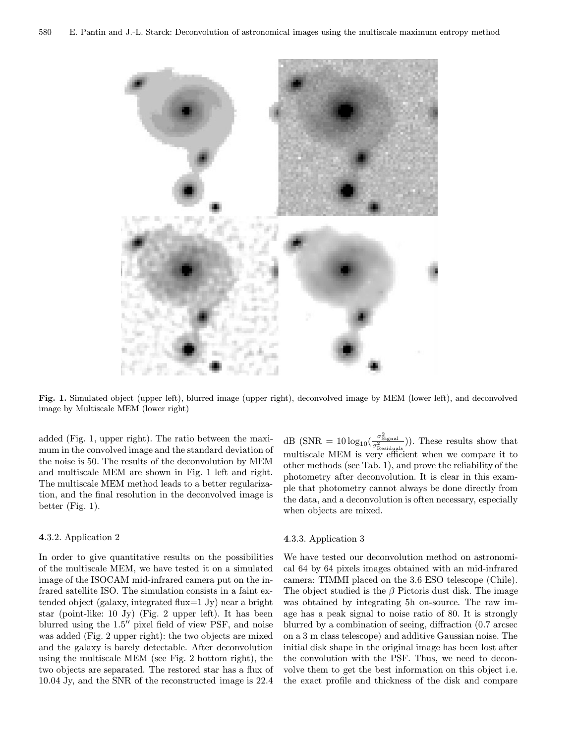**Fig. 1.** Simulated object (upper left), blurred image (upper right), deconvolved image by MEM (lower left), and deconvolved image by Multiscale MEM (lower right)

added (Fig. 1, upper right). The ratio between the maximum in the convolved image and the standard deviation of the noise is 50. The results of the deconvolution by MEM and multiscale MEM are shown in Fig. 1 left and right. The multiscale MEM method leads to a better regularization, and the final resolution in the deconvolved image is better (Fig. 1).

### 4.3.2. Application 2

In order to give quantitative results on the possibilities of the multiscale MEM, we have tested it on a simulated image of the ISOCAM mid-infrared camera put on the infrared satellite ISO. The simulation consists in a faint extended object (galaxy, integrated flux=1 Jy) near a bright star (point-like: 10 Jy) (Fig. 2 upper left). It has been blurred using the 1.5″ pixel field of view PSF, and noise was added (Fig. 2 upper right): the two objects are mixed and the galaxy is barely detectable. After deconvolution using the multiscale MEM (see Fig. 2 bottom right), the two objects are separated. The restored star has a flux of 10.04 Jy, and the SNR of the reconstructed image is 22.4 dB (SNR $= 10\log_{10}(\frac{\sigma^2_{\rm Signal}}{\sigma^2_{\rm Residuals}})$). These results show that multiscale MEM is very efficient when we compare it to other methods (see Tab. 1), and prove the reliability of the photometry after deconvolution. It is clear in this example that photometry cannot always be done directly from the data, and a deconvolution is often necessary, especially when objects are mixed.

### 4.3.3. Application 3

We have tested our deconvolution method on astronomical 64 by 64 pixels images obtained with an mid-infrared camera: TIMMI placed on the 3.6 ESO telescope (Chile). The object studied is the $\beta$ Pictoris dust disk. The image was obtained by integrating 5h on-source. The raw image has a peak signal to noise ratio of 80. It is strongly blurred by a combination of seeing, diffraction (0.7 arcsec on a 3 m class telescope) and additive Gaussian noise. The initial disk shape in the original image has been lost after the convolution with the PSF. Thus, we need to deconvolve them to get the best information on this object i.e. the exact profile and thickness of the disk and compare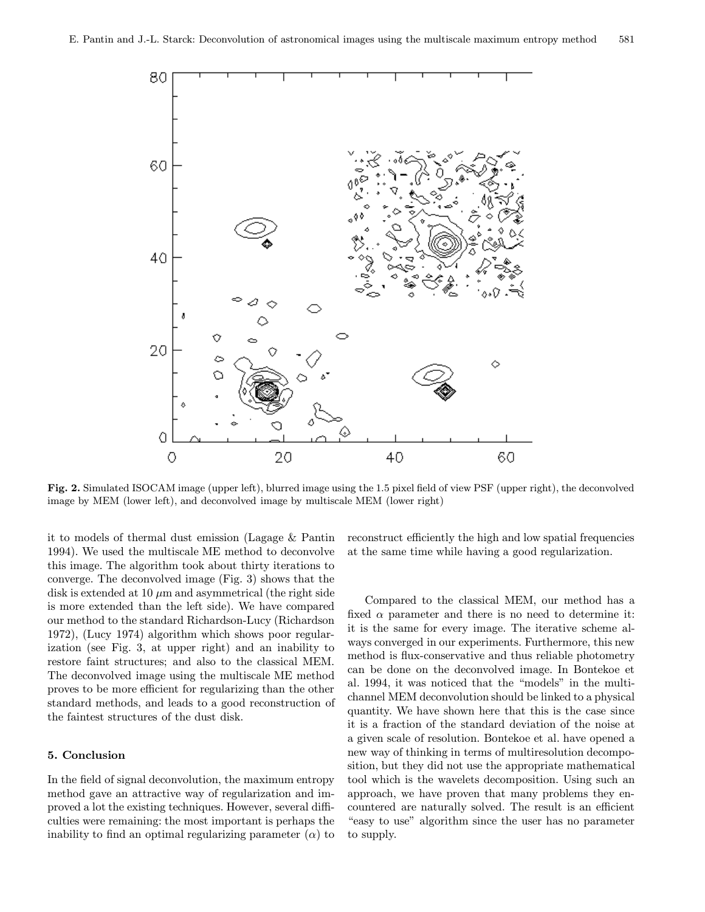**Fig. 2.** Simulated ISOCAM image (upper left), blurred image using the 1.5 pixel field of view PSF (upper right), the deconvolved image by MEM (lower left), and deconvolved image by multiscale MEM (lower right)

it to models of thermal dust emission (Lagage & Pantin 1994). We used the multiscale ME method to deconvolve this image. The algorithm took about thirty iterations to converge. The deconvolved image (Fig. 3) shows that the disk is extended at 10 $\mu$m and asymmetrical (the right side is more extended than the left side). We have compared our method to the standard Richardson-Lucy (Richardson 1972), (Lucy 1974) algorithm which shows poor regularization (see Fig. 3, at upper right) and an inability to restore faint structures; and also to the classical MEM. The deconvolved image using the multiscale ME method proves to be more efficient for regularizing than the other standard methods, and leads to a good reconstruction of the faintest structures of the dust disk.

## 5. Conclusion

In the field of signal deconvolution, the maximum entropy method gave an attractive way of regularization and improved a lot the existing techniques. However, several difficulties were remaining: the most important is perhaps the inability to find an optimal regularizing parameter ($\alpha$) to reconstruct efficiently the high and low spatial frequencies at the same time while having a good regularization.

Compared to the classical MEM, our method has a fixed $\alpha$ parameter and there is no need to determine it: it is the same for every image. The iterative scheme always converged in our experiments. Furthermore, this new method is flux-conservative and thus reliable photometry can be done on the deconvolved image. In Bontekoe et al. 1994, it was noticed that the "models" in the multi-channel MEM deconvolution should be linked to a physical quantity. We have shown here that this is the case since it is a fraction of the standard deviation of the noise at a given scale of resolution. Bontekoe et al. have opened a new way of thinking in terms of multiresolution decomposition, but they did not use the appropriate mathematical tool which is the wavelets decomposition. Using such an approach, we have proven that many problems they encountered are naturally solved. The result is an efficient "easy to use" algorithm since the user has no parameter to supply.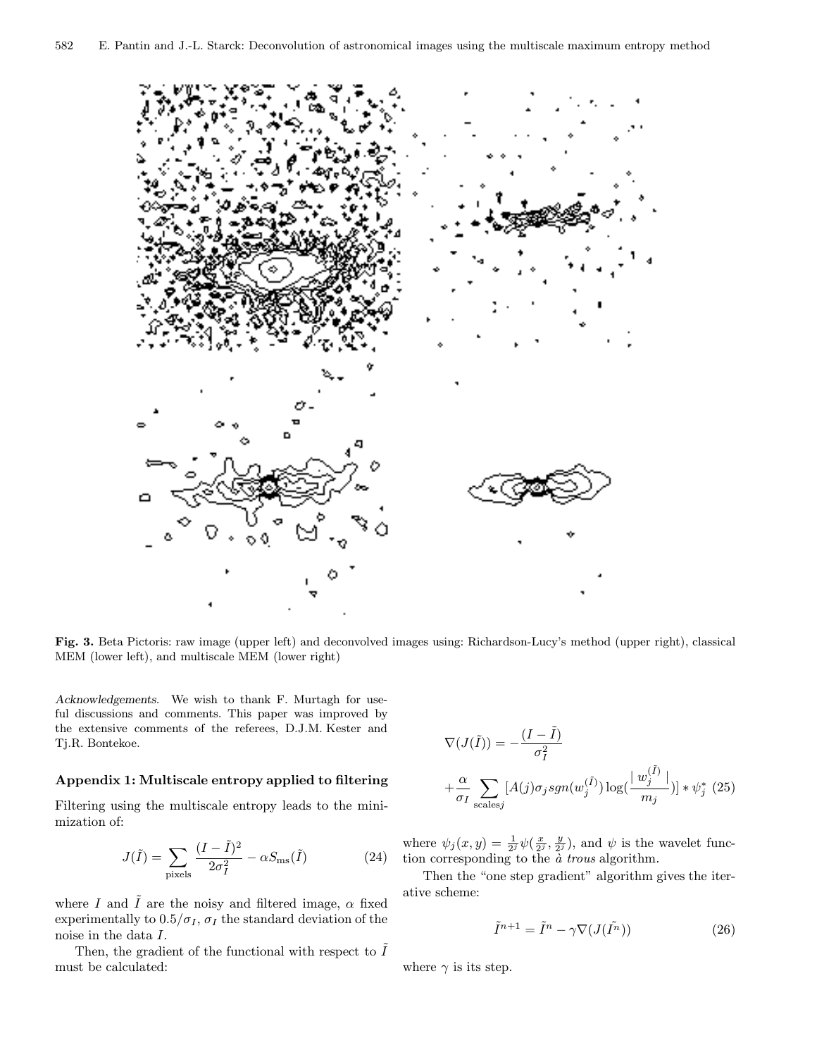**Fig. 3.** Beta Pictoris: raw image (upper left) and deconvolved images using: Richardson-Lucy's method (upper right), classical MEM (lower left), and multiscale MEM (lower right)

*Acknowledgements.* We wish to thank F. Murtagh for useful discussions and comments. This paper was improved by the extensive comments of the referees, D.J.M. Kester and Tj.R. Bontekoe.

### Appendix 1: Multiscale entropy applied to filtering

Filtering using the multiscale entropy leads to the minimization of:

$$J(\tilde{I}) = \sum_{\text{pixels}} \frac{(I - \tilde{I})^2}{2\sigma_I^2} - \alpha S_{\text{ms}}(\tilde{I}) \tag{24}$$

where $I$ and $\tilde{I}$ are the noisy and filtered image, $\alpha$ fixed experimentally to $0.5/\sigma_I$, $\sigma_I$ the standard deviation of the noise in the data $I$.

Then, the gradient of the functional with respect to $\tilde{I}$ must be calculated:

$$\nabla(J(\tilde{I})) = -\frac{(I - \tilde{I})}{\sigma_I^2} + \frac{\alpha}{\sigma_I} \sum_{\text{scales} j} [A(j)\sigma_j sgn(w_j^{(\tilde{I})}) \log(\frac{\mid w_j^{(\tilde{I})} \mid}{m_j})] * \psi_j^* \tag{25}$$

where $\psi_j(x, y) = \frac{1}{2^j}\psi(\frac{x}{2^j}, \frac{y}{2^j})$, and $\psi$ is the wavelet function corresponding to the *à trous* algorithm.

Then the "one step gradient" algorithm gives the iterative scheme:

$$\tilde{I}^{n+1} = \tilde{I}^n - \gamma\nabla(J(\tilde{I^n})) \tag{26}$$

where $\gamma$ is its step.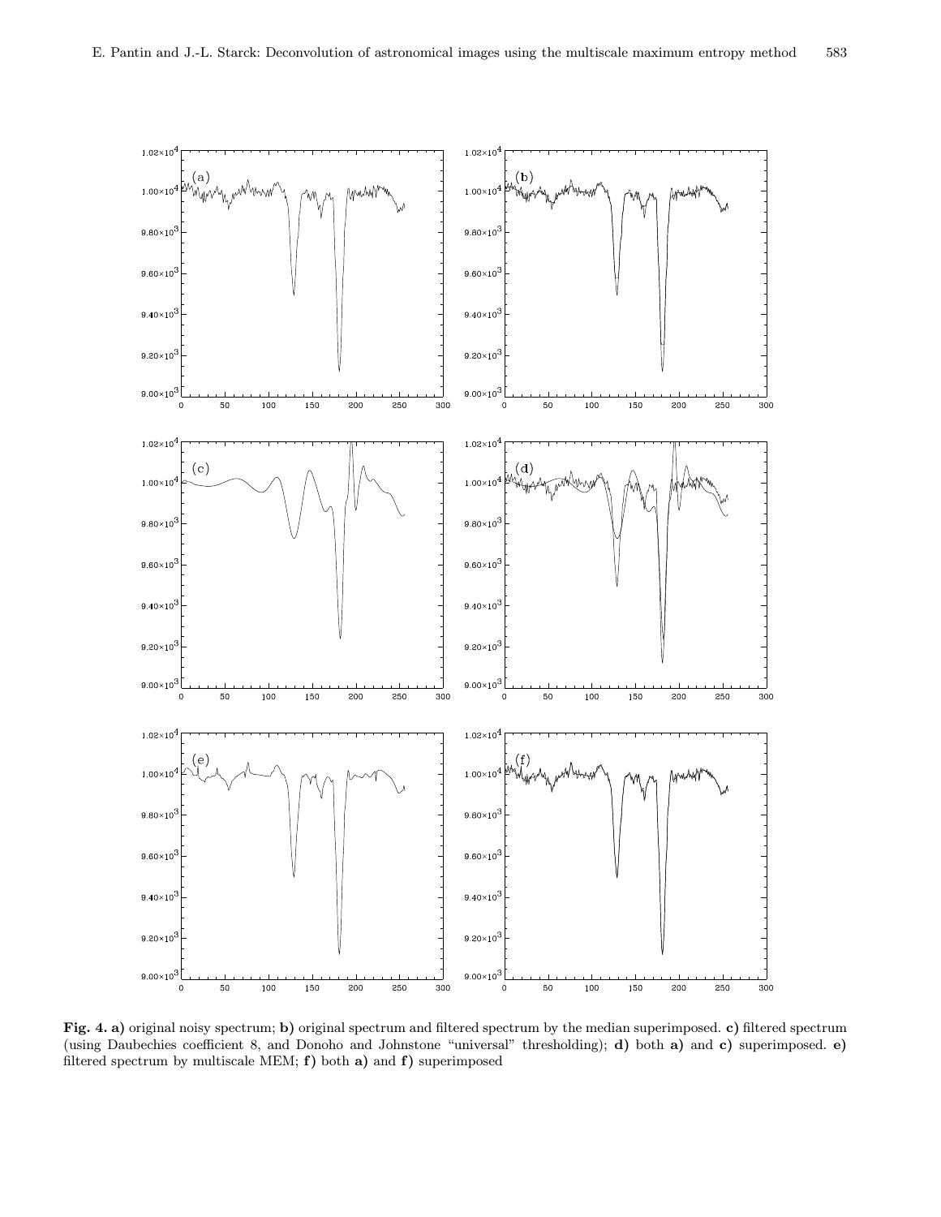**Fig. 4. a)** original noisy spectrum; **b)** original spectrum and filtered spectrum by the median superimposed. **c)** filtered spectrum (using Daubechies coefficient 8, and Donoho and Johnstone "universal" thresholding); **d)** both **a)** and **c)** superimposed. **e)** filtered spectrum by multiscale MEM; **f)** both **a)** and **f)** superimposed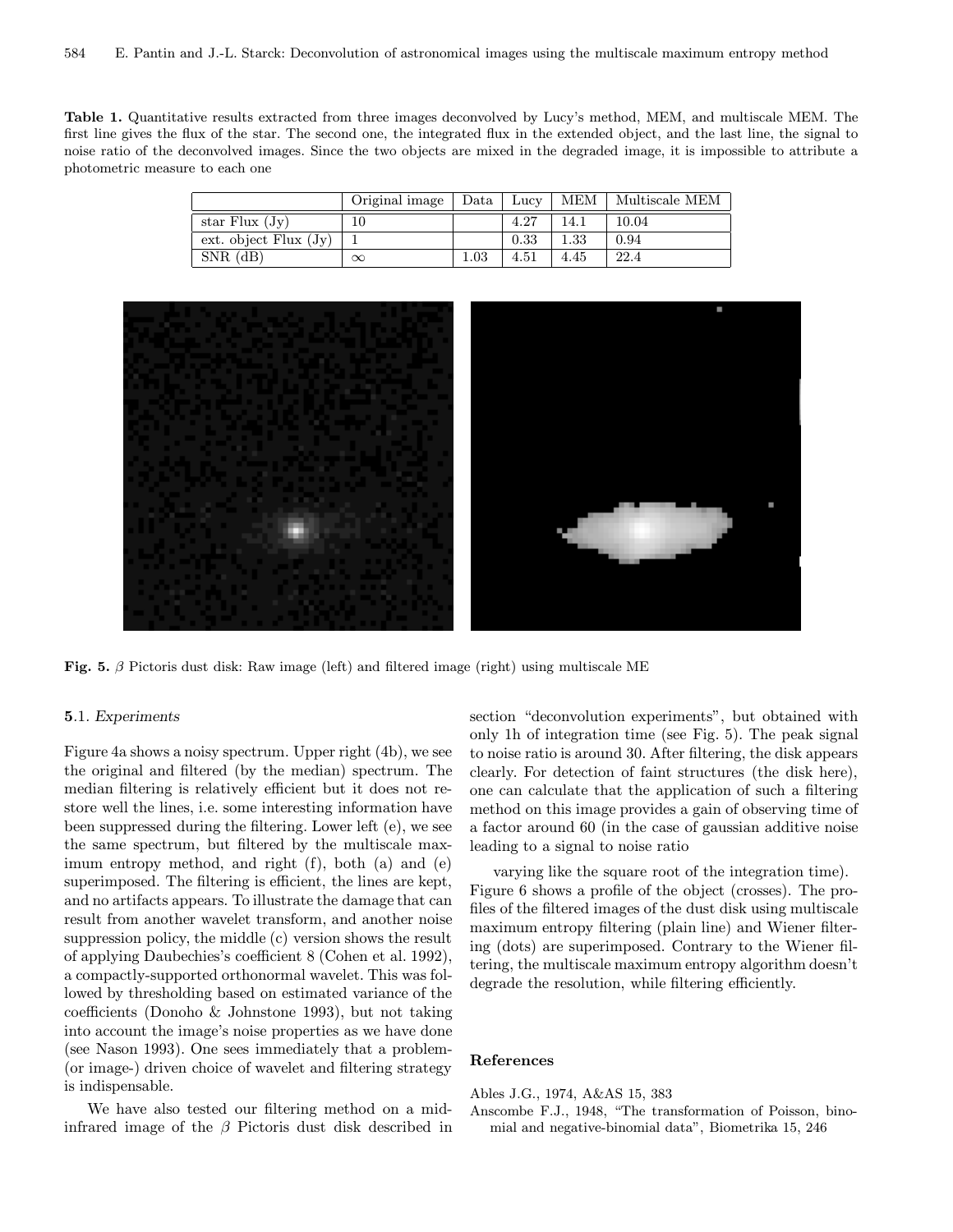**Table 1.** Quantitative results extracted from three images deconvolved by Lucy's method, MEM, and multiscale MEM. The first line gives the flux of the star. The second one, the integrated flux in the extended object, and the last line, the signal to noise ratio of the deconvolved images. Since the two objects are mixed in the degraded image, it is impossible to attribute a photometric measure to each one

| | Original image | Data | Lucy | MEM | Multiscale MEM |
|---|---|---|---|---|---|
| star Flux (Jy) | 10 | | 4.27 | 14.1 | 10.04 |
| ext. object Flux (Jy) | 1 | | 0.33 | 1.33 | 0.94 |
| SNR (dB) | $\infty$ | 1.03 | 4.51 | 4.45 | 22.4 |

**Fig. 5.** $\beta$ Pictoris dust disk: Raw image (left) and filtered image (right) using multiscale ME

### **5**.1. *Experiments*

Figure 4a shows a noisy spectrum. Upper right (4b), we see the original and filtered (by the median) spectrum. The median filtering is relatively efficient but it does not restore well the lines, i.e. some interesting information have been suppressed during the filtering. Lower left (e), we see the same spectrum, but filtered by the multiscale maximum entropy method, and right (f), both (a) and (e) superimposed. The filtering is efficient, the lines are kept, and no artifacts appears. To illustrate the damage that can result from another wavelet transform, and another noise suppression policy, the middle (c) version shows the result of applying Daubechies's coefficient 8 (Cohen et al. 1992), a compactly-supported orthonormal wavelet. This was followed by thresholding based on estimated variance of the coefficients (Donoho & Johnstone 1993), but not taking into account the image's noise properties as we have done (see Nason 1993). One sees immediately that a problem- (or image-) driven choice of wavelet and filtering strategy is indispensable.

We have also tested our filtering method on a mid-infrared image of the $\beta$ Pictoris dust disk described in section "deconvolution experiments", but obtained with only 1h of integration time (see Fig. 5). The peak signal to noise ratio is around 30. After filtering, the disk appears clearly. For detection of faint structures (the disk here), one can calculate that the application of such a filtering method on this image provides a gain of observing time of a factor around 60 (in the case of gaussian additive noise leading to a signal to noise ratio

varying like the square root of the integration time). Figure 6 shows a profile of the object (crosses). The profiles of the filtered images of the dust disk using multiscale maximum entropy filtering (plain line) and Wiener filtering (dots) are superimposed. Contrary to the Wiener filtering, the multiscale maximum entropy algorithm doesn't degrade the resolution, while filtering efficiently.

## References

Ables J.G., 1974, A&AS 15, 383

Anscombe F.J., 1948, "The transformation of Poisson, binomial and negative-binomial data", Biometrika 15, 246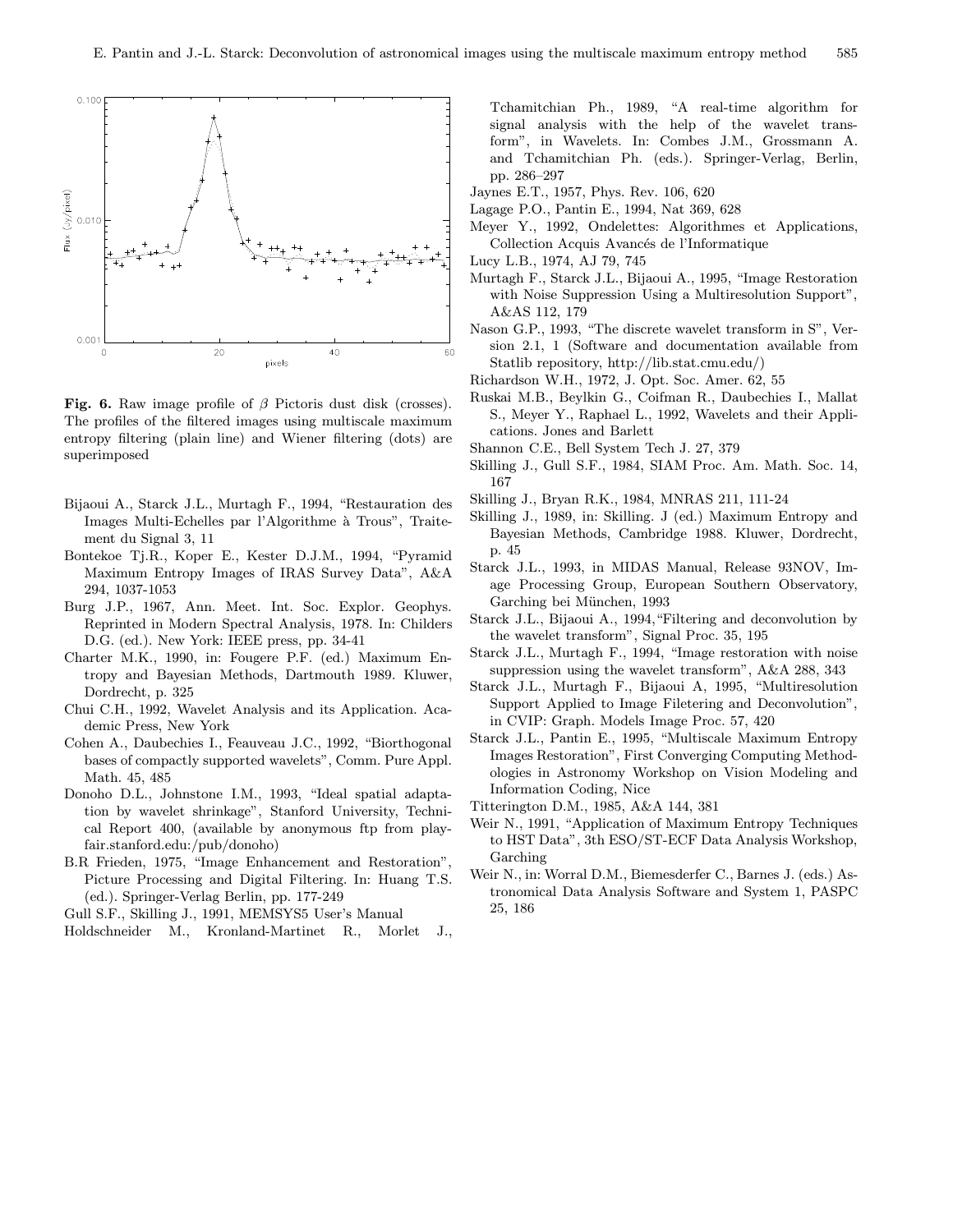0.100

0.010

0.001

Flux (Jy/pixel)

0 20 40 60

pixels

**Fig. 6.** Raw image profile of $\beta$ Pictoris dust disk (crosses). The profiles of the filtered images using multiscale maximum entropy filtering (plain line) and Wiener filtering (dots) are superimposed

Bijaoui A., Starck J.L., Murtagh F., 1994, "Restauration des Images Multi-Echelles par l'Algorithme à Trous", Traitement du Signal 3, 11

Bontekoe Tj.R., Koper E., Kester D.J.M., 1994, "Pyramid Maximum Entropy Images of IRAS Survey Data", A&A 294, 1037-1053

Burg J.P., 1967, Ann. Meet. Int. Soc. Explor. Geophys. Reprinted in Modern Spectral Analysis, 1978. In: Childers D.G. (ed.). New York: IEEE press, pp. 34-41

Charter M.K., 1990, in: Fougere P.F. (ed.) Maximum Entropy and Bayesian Methods, Dartmouth 1989. Kluwer, Dordrecht, p. 325

Chui C.H., 1992, Wavelet Analysis and its Application. Academic Press, New York

Cohen A., Daubechies I., Feauveau J.C., 1992, "Biorthogonal bases of compactly supported wavelets", Comm. Pure Appl. Math. 45, 485

Donoho D.L., Johnstone I.M., 1993, "Ideal spatial adaptation by wavelet shrinkage", Stanford University, Technical Report 400, (available by anonymous ftp from playfair.stanford.edu:/pub/donoho)

B.R Frieden, 1975, "Image Enhancement and Restoration", Picture Processing and Digital Filtering. In: Huang T.S. (ed.). Springer-Verlag Berlin, pp. 177-249

Gull S.F., Skilling J., 1991, MEMSYS5 User's Manual

Holdschneider M., Kronland-Martinet R., Morlet J., Tchamitchian Ph., 1989, "A real-time algorithm for signal analysis with the help of the wavelet transform", in Wavelets. In: Combes J.M., Grossmann A. and Tchamitchian Ph. (eds.). Springer-Verlag, Berlin, pp. 286–297

Jaynes E.T., 1957, Phys. Rev. 106, 620

Lagage P.O., Pantin E., 1994, Nat 369, 628

Meyer Y., 1992, Ondelettes: Algorithmes et Applications, Collection Acquis Avancés de l'Informatique

Lucy L.B., 1974, AJ 79, 745

Murtagh F., Starck J.L., Bijaoui A., 1995, "Image Restoration with Noise Suppression Using a Multiresolution Support", A&AS 112, 179

Nason G.P., 1993, "The discrete wavelet transform in S", Version 2.1, 1 (Software and documentation available from Statlib repository, http://lib.stat.cmu.edu/)

Richardson W.H., 1972, J. Opt. Soc. Amer. 62, 55

Ruskai M.B., Beylkin G., Coifman R., Daubechies I., Mallat S., Meyer Y., Raphael L., 1992, Wavelets and their Applications. Jones and Barlett

Shannon C.E., Bell System Tech J. 27, 379

Skilling J., Gull S.F., 1984, SIAM Proc. Am. Math. Soc. 14, 167

Skilling J., Bryan R.K., 1984, MNRAS 211, 111-24

Skilling J., 1989, in: Skilling. J (ed.) Maximum Entropy and Bayesian Methods, Cambridge 1988. Kluwer, Dordrecht, p. 45

Starck J.L., 1993, in MIDAS Manual, Release 93NOV, Image Processing Group, European Southern Observatory, Garching bei München, 1993

Starck J.L., Bijaoui A., 1994,"Filtering and deconvolution by the wavelet transform", Signal Proc. 35, 195

Starck J.L., Murtagh F., 1994, "Image restoration with noise suppression using the wavelet transform", A&A 288, 343

Starck J.L., Murtagh F., Bijaoui A, 1995, "Multiresolution Support Applied to Image Filetering and Deconvolution", in CVIP: Graph. Models Image Proc. 57, 420

Starck J.L., Pantin E., 1995, "Multiscale Maximum Entropy Images Restoration", First Converging Computing Methodologies in Astronomy Workshop on Vision Modeling and Information Coding, Nice

Titterington D.M., 1985, A&A 144, 381

Weir N., 1991, "Application of Maximum Entropy Techniques to HST Data", 3th ESO/ST-ECF Data Analysis Workshop, Garching

Weir N., in: Worral D.M., Biemesderfer C., Barnes J. (eds.) Astronomical Data Analysis Software and System 1, PASPC 25, 186